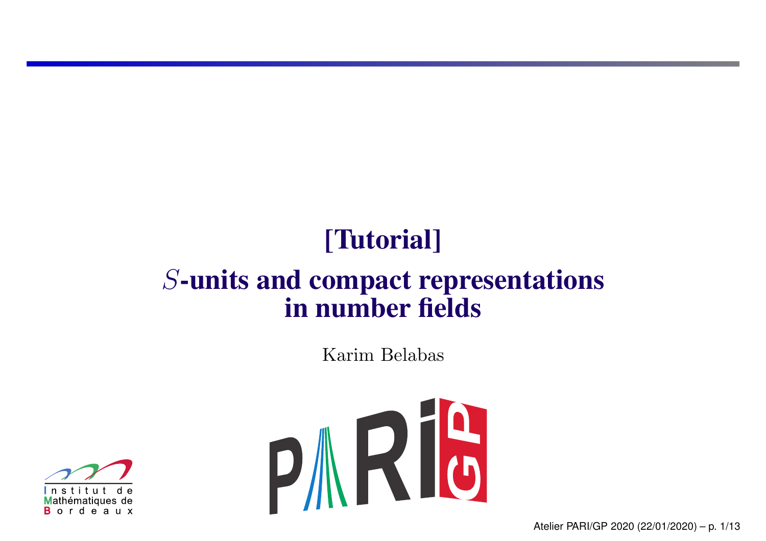# [Tutorial]

# $S$-units and compact representations in number fields

Karim Belabas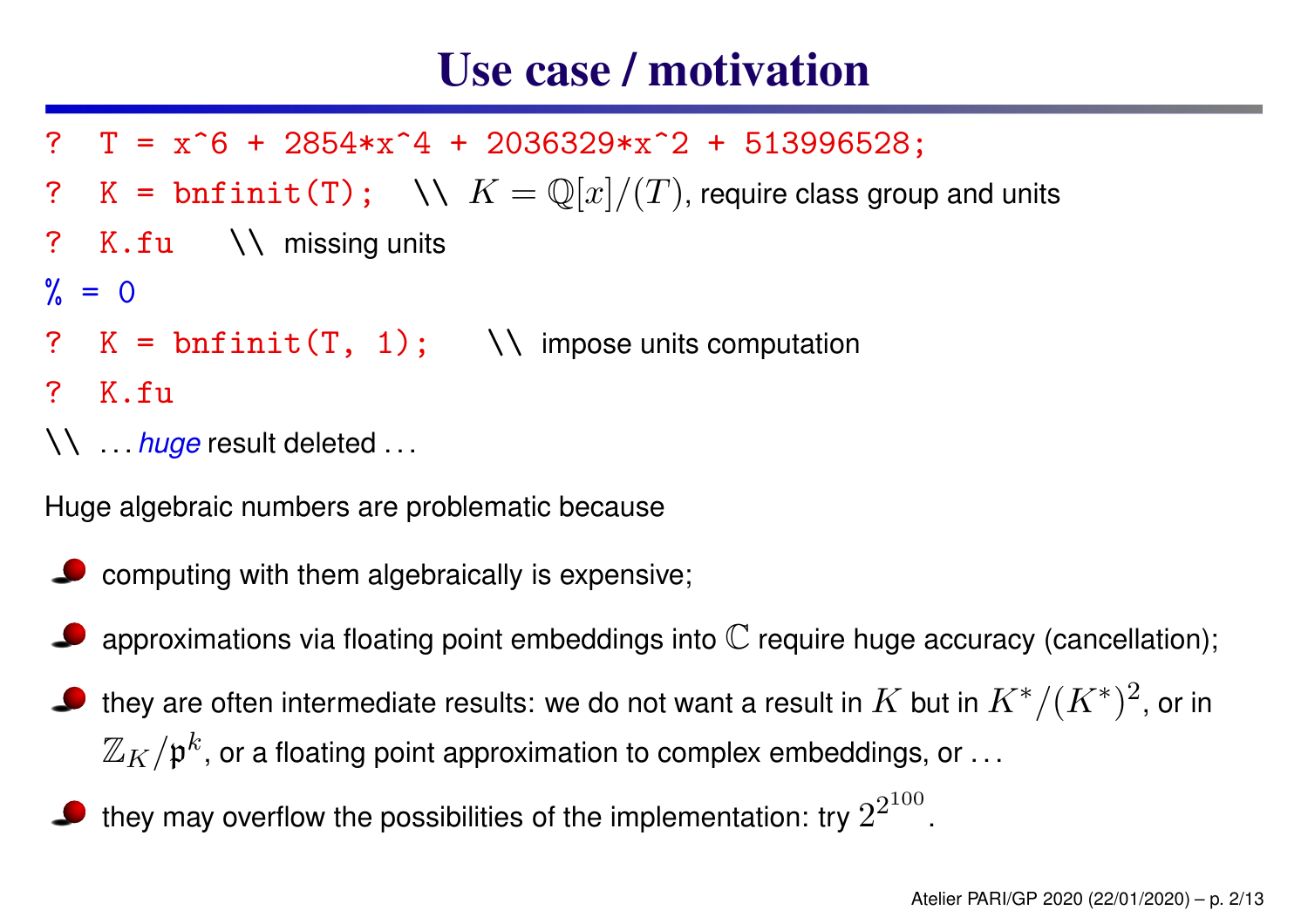# Use case / motivation

```
? T = x^6 + 2854*x^4 + 2036329*x^2 + 513996528;
? K = bnfinit(T);   \\ K = Q[x]/(T), require class group and units
? K.fu   \\ missing units
% = 0
? K = bnfinit(T, 1);    \\ impose units computation
? K.fu
\\ ... huge result deleted ...
```

Huge algebraic numbers are problematic because

- computing with them algebraically is expensive;
- approximations via floating point embeddings into $\mathbb{C}$ require huge accuracy (cancellation);
- they are often intermediate results: we do not want a result in $K$ but in $K^*/(K^*)^2$, or in $\mathbb{Z}_K/\mathfrak{p}^k$, or a floating point approximation to complex embeddings, or ...
- they may overflow the possibilities of the implementation: try $2^{2^{100}}$.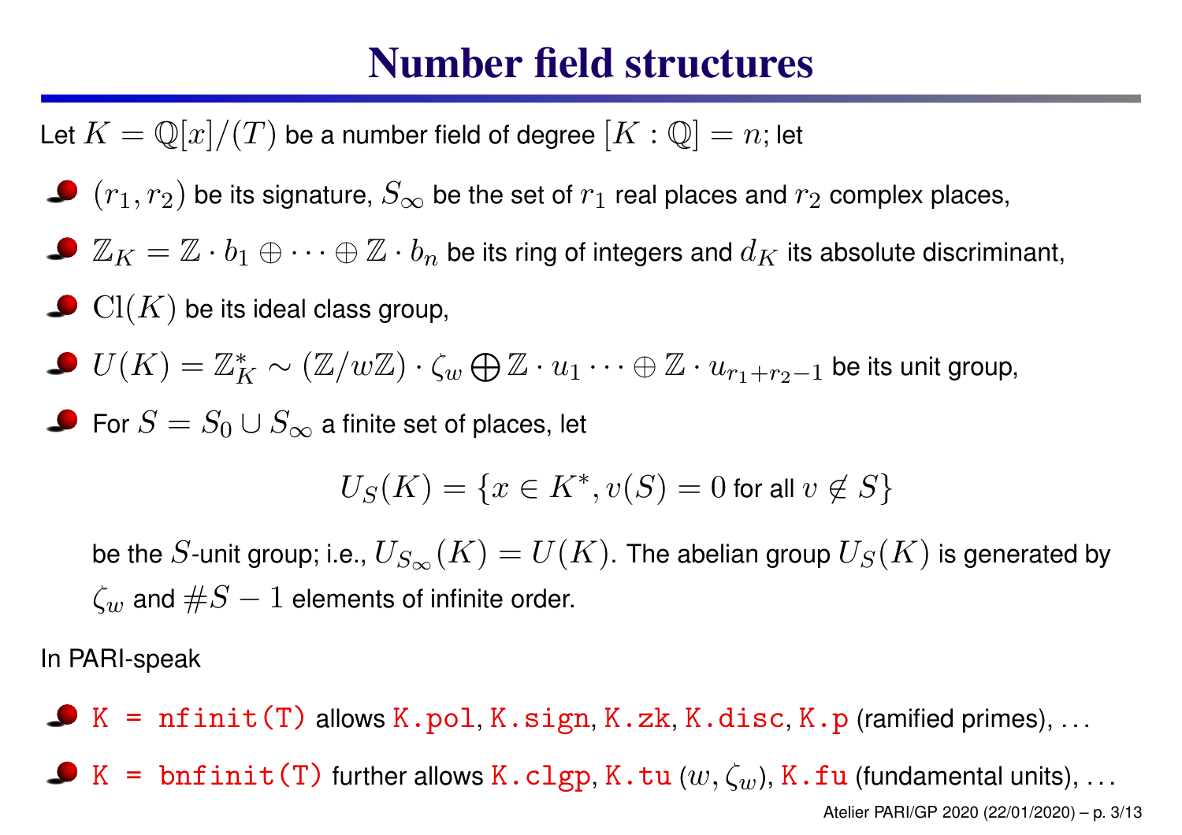# Number field structures

Let $K = \mathbb{Q}[x]/(T)$ be a number field of degree $[K : \mathbb{Q}] = n$; let

- $(r_1, r_2)$ be its signature, $S_\infty$ be the set of $r_1$ real places and $r_2$ complex places,
- $\mathbb{Z}_K = \mathbb{Z} \cdot b_1 \oplus \cdots \oplus \mathbb{Z} \cdot b_n$ be its ring of integers and $d_K$ its absolute discriminant,
- $\mathrm{Cl}(K)$ be its ideal class group,
- $U(K) = \mathbb{Z}_K^* \sim (\mathbb{Z}/w\mathbb{Z}) \cdot \zeta_w \bigoplus \mathbb{Z} \cdot u_1 \cdots \oplus \mathbb{Z} \cdot u_{r_1+r_2-1}$ be its unit group,
- For $S = S_0 \cup S_\infty$ a finite set of places, let

  $$U_S(K) = \{x \in K^*, v(S) = 0 \text{ for all } v \notin S\}$$

  be the $S$-unit group; i.e., $U_{S_\infty}(K) = U(K)$. The abelian group $U_S(K)$ is generated by $\zeta_w$ and $\#S - 1$ elements of infinite order.

In PARI-speak

- `K = nfinit(T)` allows `K.pol`, `K.sign`, `K.zk`, `K.disc`, `K.p` (ramified primes), ...
- `K = bnfinit(T)` further allows `K.clgp`, `K.tu` ($w, \zeta_w$), `K.fu` (fundamental units), ...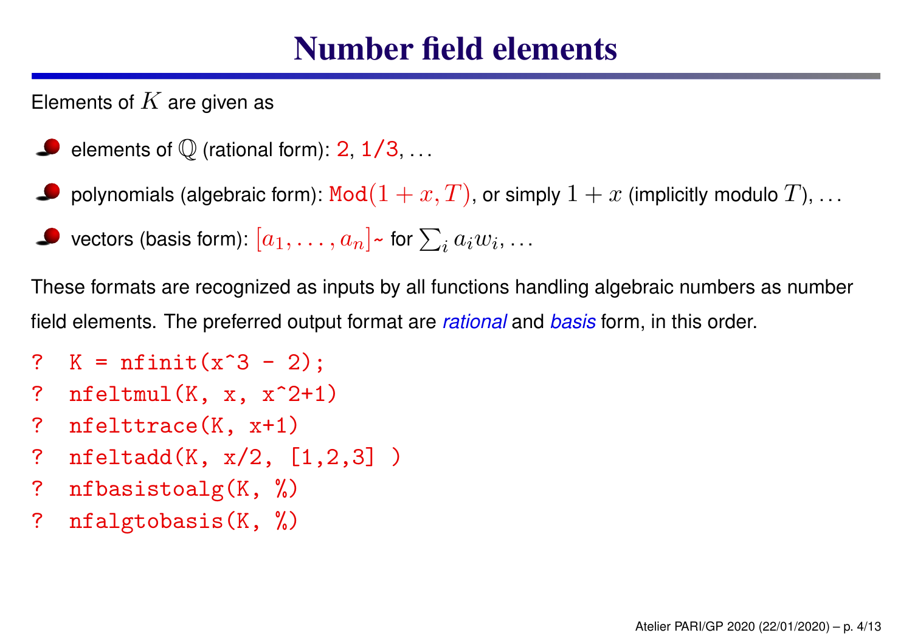# Number field elements

Elements of $K$ are given as

- elements of $\mathbb{Q}$ (rational form): `2`, `1/3`, ...
- polynomials (algebraic form): $\texttt{Mod}(1 + x, T)$, or simply $1 + x$ (implicitly modulo $T$), ...
- vectors (basis form): $[a_1, \ldots, a_n]$~ for $\sum_i a_i w_i$, ...

These formats are recognized as inputs by all functions handling algebraic numbers as number field elements. The preferred output format are *rational* and *basis* form, in this order.

```
?  K = nfinit(x^3 - 2);
?  nfeltmul(K, x, x^2+1)
?  nfelttrace(K, x+1)
?  nfeltadd(K, x/2, [1,2,3] )
?  nfbasistoalg(K, %)
?  nfalgtobasis(K, %)
```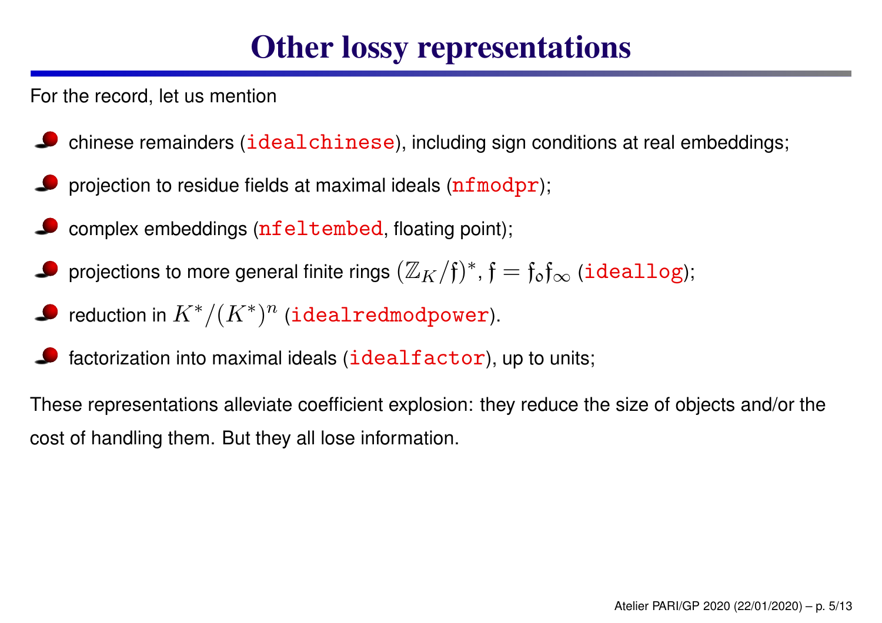# Other lossy representations

For the record, let us mention

- chinese remainders (`idealchinese`), including sign conditions at real embeddings;
- projection to residue fields at maximal ideals (`nfmodpr`);
- complex embeddings (`nfeltembed`, floating point);
- projections to more general finite rings $(\mathbb{Z}_K/\mathfrak{f})^*$, $\mathfrak{f} = \mathfrak{f}_0\mathfrak{f}_\infty$ (`ideallog`);
- reduction in $K^*/(K^*)^n$ (`idealredmodpower`).
- factorization into maximal ideals (`idealfactor`), up to units;

These representations alleviate coefficient explosion: they reduce the size of objects and/or the cost of handling them. But they all lose information.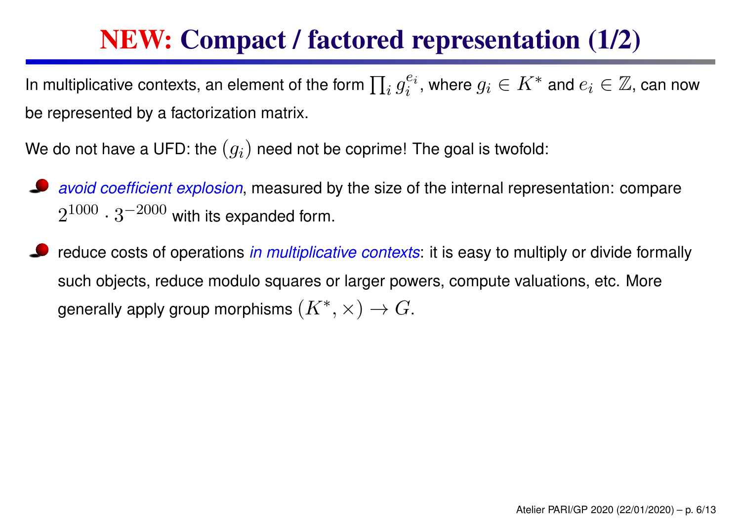# **NEW:** Compact / factored representation (1/2)

In multiplicative contexts, an element of the form $\prod_i g_i^{e_i}$, where $g_i \in K^*$ and $e_i \in \mathbb{Z}$, can now be represented by a factorization matrix.

We do not have a UFD: the $(g_i)$ need not be coprime! The goal is twofold:

- *avoid coefficient explosion*, measured by the size of the internal representation: compare $2^{1000} \cdot 3^{-2000}$ with its expanded form.
- reduce costs of operations *in multiplicative contexts*: it is easy to multiply or divide formally such objects, reduce modulo squares or larger powers, compute valuations, etc. More generally apply group morphisms $(K^*, \times) \to G$.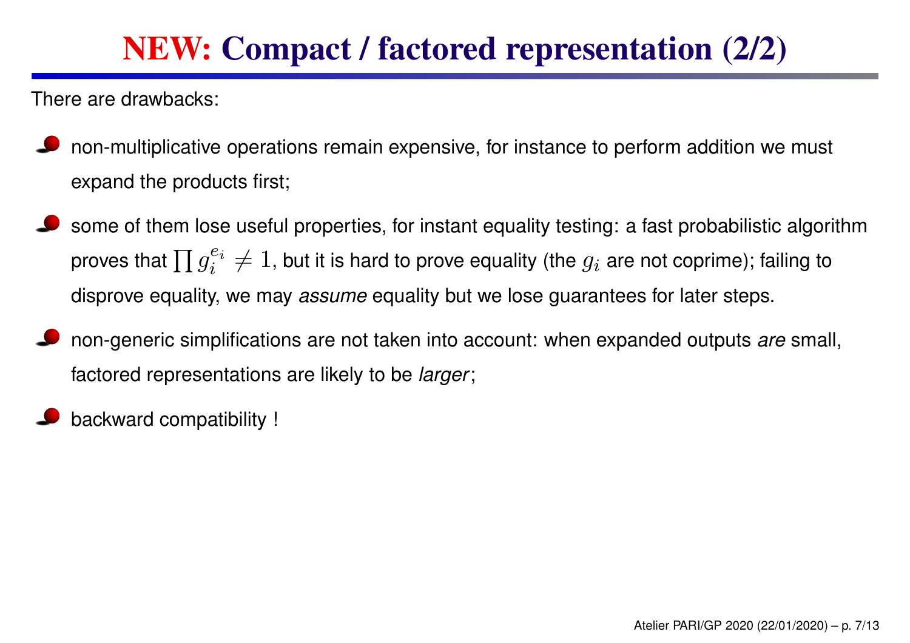# NEW: Compact / factored representation (2/2)

There are drawbacks:

- non-multiplicative operations remain expensive, for instance to perform addition we must expand the products first;
- some of them lose useful properties, for instant equality testing: a fast probabilistic algorithm proves that $\prod g_i^{e_i} \neq 1$, but it is hard to prove equality (the $g_i$ are not coprime); failing to disprove equality, we may *assume* equality but we lose guarantees for later steps.
- non-generic simplifications are not taken into account: when expanded outputs *are* small, factored representations are likely to be *larger*;
- backward compatibility !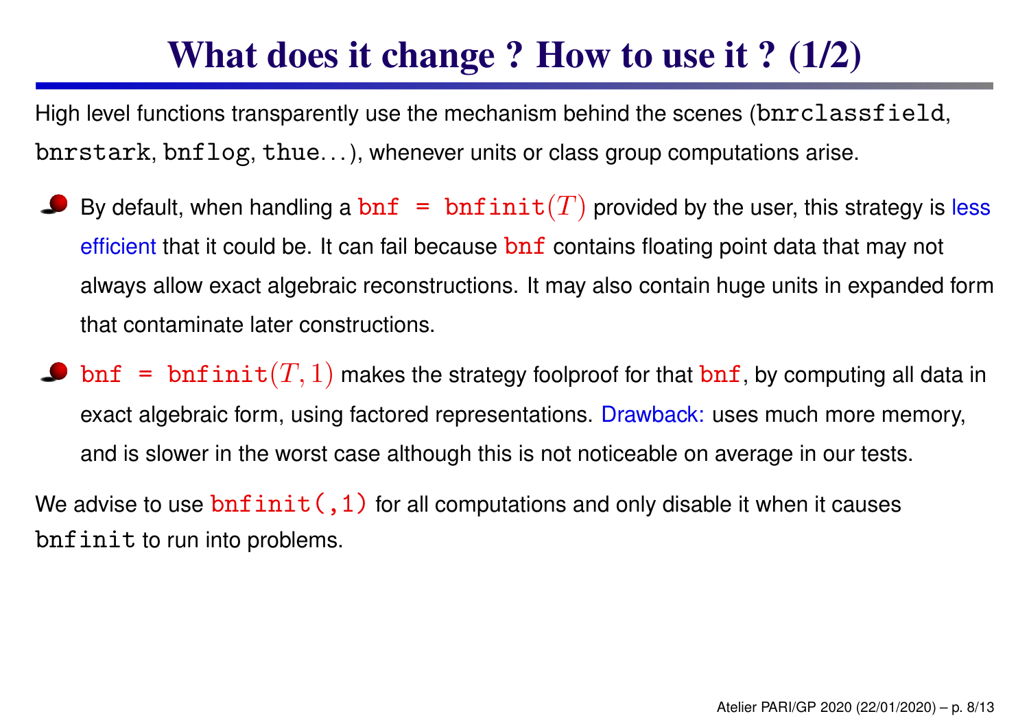# What does it change ? How to use it ? (1/2)

High level functions transparently use the mechanism behind the scenes (`bnrclassfield`, `bnrstark`, `bnflog`, `thue`...), whenever units or class group computations arise.

- By default, when handling a `bnf = bnfinit`$(T)$ provided by the user, this strategy is less efficient that it could be. It can fail because `bnf` contains floating point data that may not always allow exact algebraic reconstructions. It may also contain huge units in expanded form that contaminate later constructions.
- `bnf = bnfinit`$(T, 1)$ makes the strategy foolproof for that `bnf`, by computing all data in exact algebraic form, using factored representations. Drawback: uses much more memory, and is slower in the worst case although this is not noticeable on average in our tests.

We advise to use `bnfinit(,1)` for all computations and only disable it when it causes `bnfinit` to run into problems.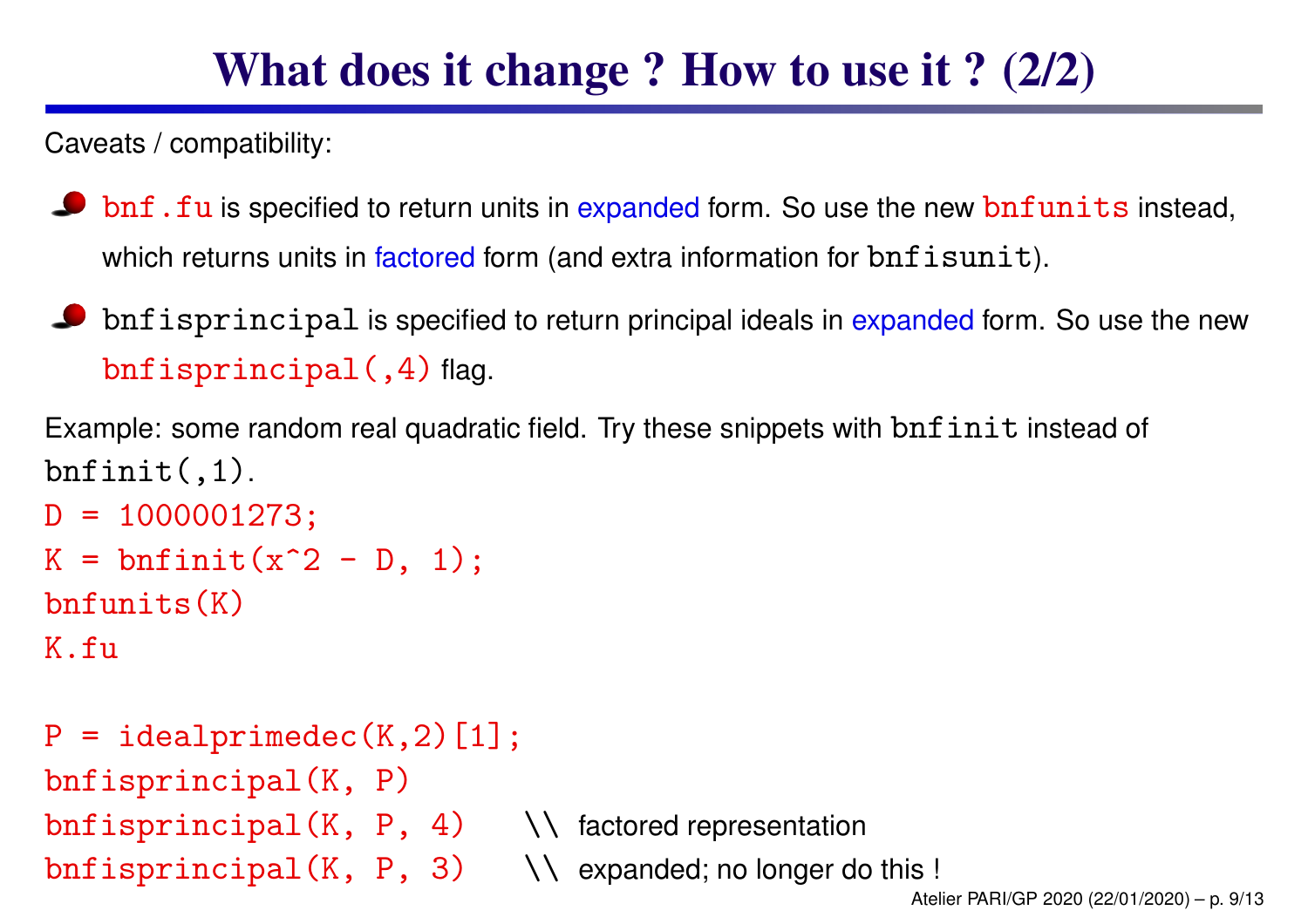# What does it change ? How to use it ? (2/2)

Caveats / compatibility:

- `bnf.fu` is specified to return units in expanded form. So use the new `bnfunits` instead, which returns units in factored form (and extra information for `bnfisunit`).
- `bnfisprincipal` is specified to return principal ideals in expanded form. So use the new `bnfisprincipal(,4)` flag.

Example: some random real quadratic field. Try these snippets with `bnfinit` instead of `bnfinit(,1)`.

```
D = 1000001273;
K = bnfinit(x^2 - D, 1);
bnfunits(K)
K.fu

P = idealprimedec(K,2)[1];
bnfisprincipal(K, P)
bnfisprincipal(K, P, 4)    \\ factored representation
bnfisprincipal(K, P, 3)    \\ expanded; no longer do this !
```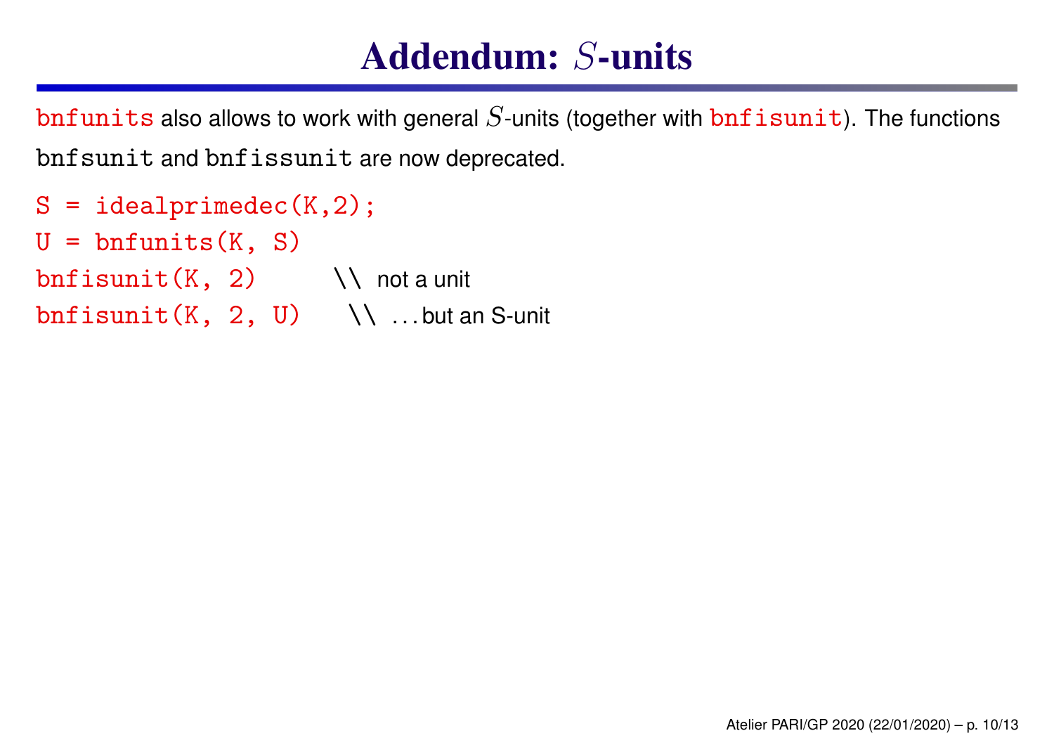# Addendum: $S$-units

`bnfunits` also allows to work with general $S$-units (together with `bnfisunit`). The functions `bnfsunit` and `bnfissunit` are now deprecated.

```
S = idealprimedec(K,2);
U = bnfunits(K, S)
bnfisunit(K, 2)       \\ not a unit
bnfisunit(K, 2, U)    \\ ...but an S-unit
```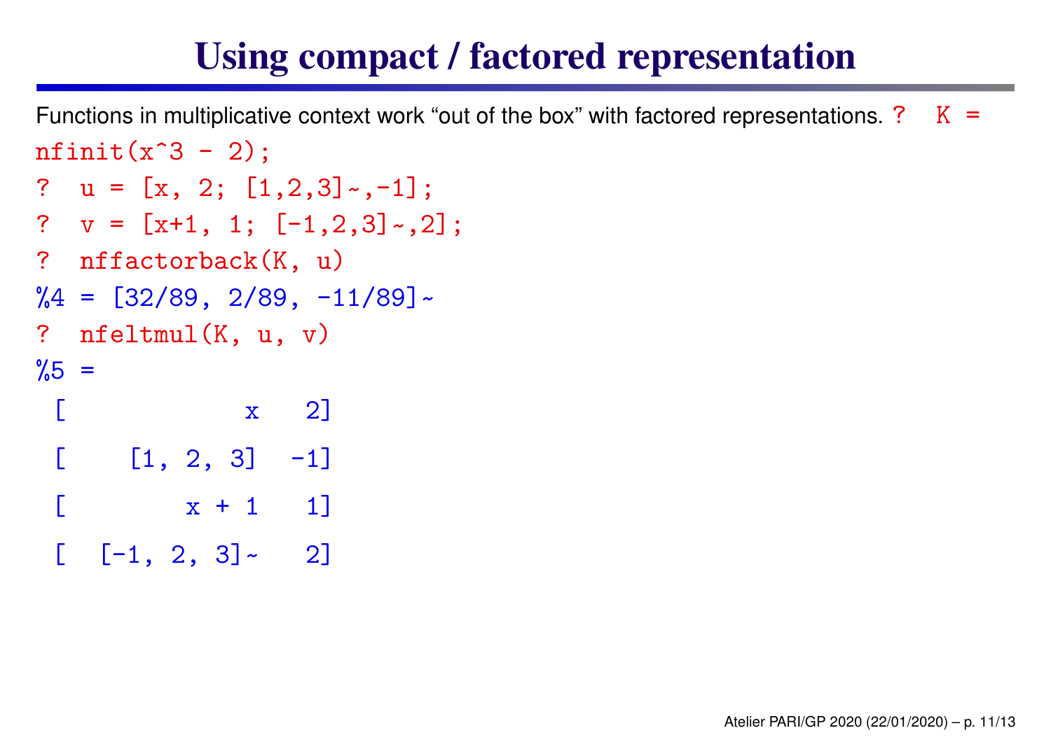# Using compact / factored representation

Functions in multiplicative context work “out of the box” with factored representations.

```
? K = nfinit(x^3 - 2);
? u = [x, 2; [1,2,3]~,-1];
? v = [x+1, 1; [-1,2,3]~,2];
? nffactorback(K, u)
%4 = [32/89, 2/89, -11/89]~
? nfeltmul(K, u, v)
%5 =
[            x   2]

[    [1, 2, 3]  -1]

[        x + 1   1]

[  [-1, 2, 3]~   2]
```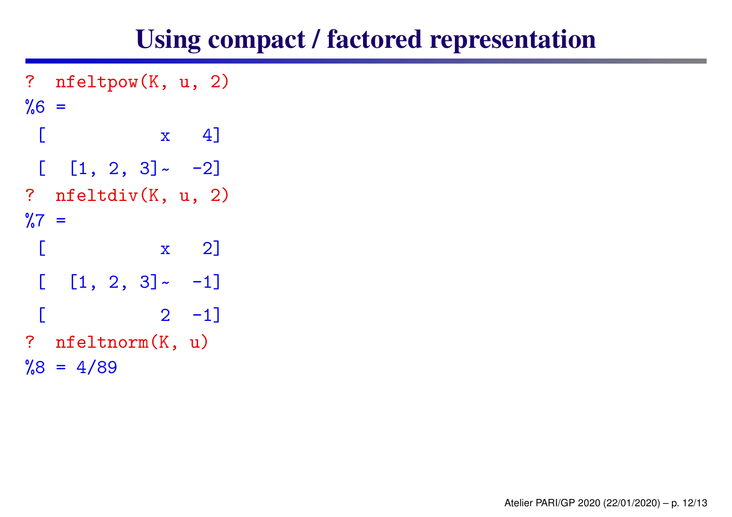# Using compact / factored representation

```
? nfeltpow(K, u, 2)
%6 =
 [          x   4]

 [  [1, 2, 3]~  -2]
? nfeltdiv(K, u, 2)
%7 =
 [          x   2]

 [  [1, 2, 3]~  -1]

 [          2  -1]
? nfeltnorm(K, u)
%8 = 4/89
```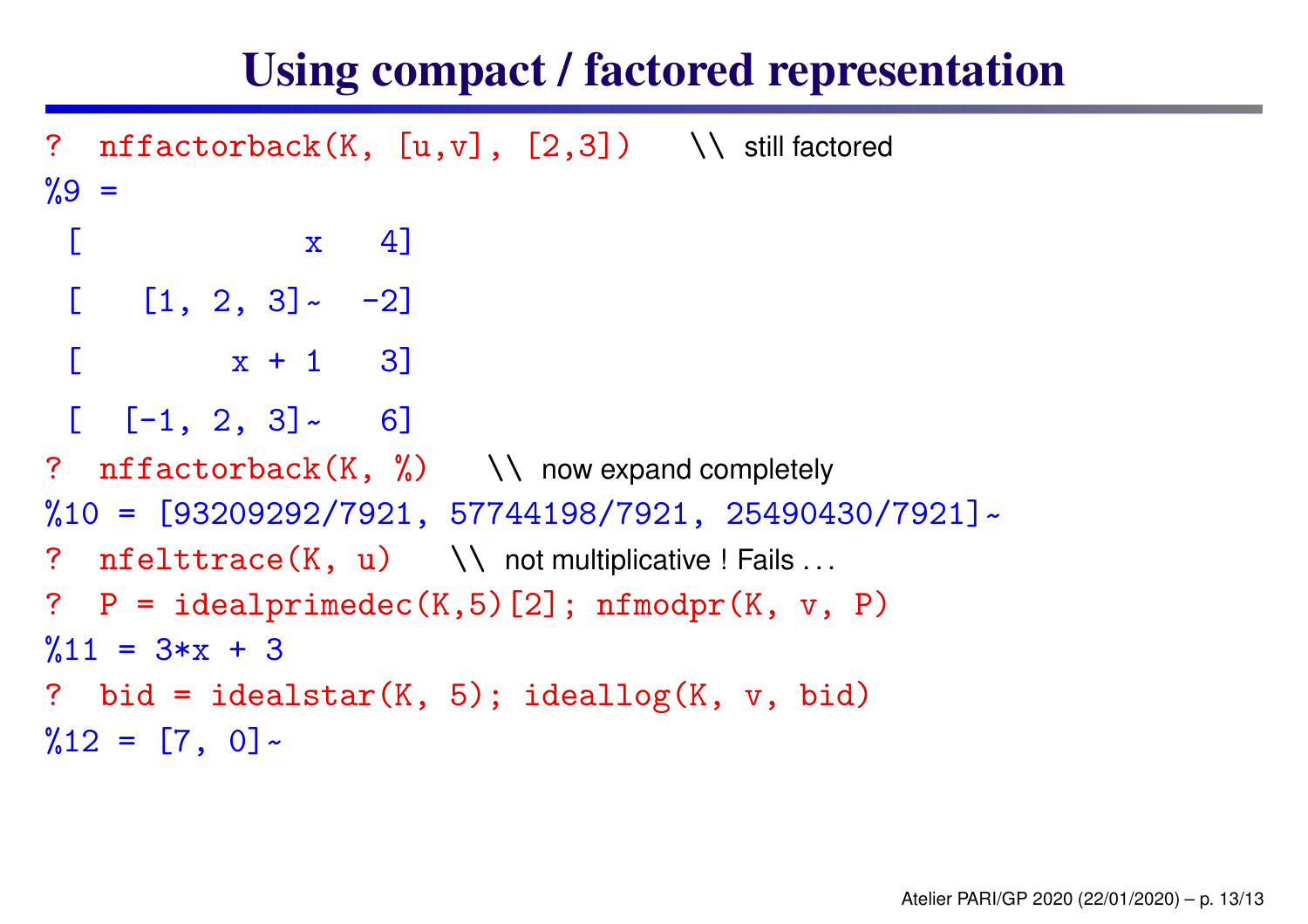# Using compact / factored representation

```
?  nffactorback(K, [u,v], [2,3])     \\ still factored
%9 =
 [            x   4]

 [    [1, 2, 3]~  -2]

 [        x + 1   3]

 [  [-1, 2, 3]~   6]
?  nffactorback(K, %)     \\ now expand completely
%10 = [93209292/7921, 57744198/7921, 25490430/7921]~
?  nfelttrace(K, u)    \\ not multiplicative ! Fails ...
?  P = idealprimedec(K,5)[2]; nfmodpr(K, v, P)
%11 = 3*x + 3
?  bid = idealstar(K, 5); ideallog(K, v, bid)
%12 = [7, 0]~
```